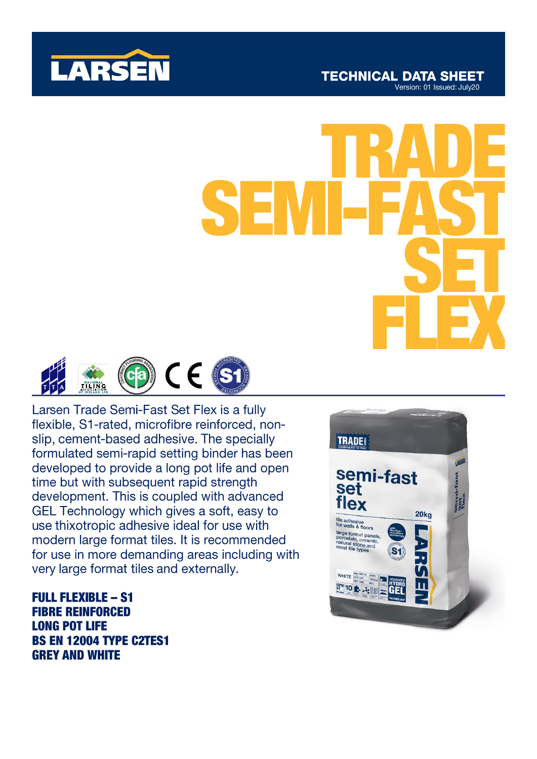LARSEN

TECHNICAL DATA SHEET
Version: 01 Issued: July20

# TRADE SEMI-FAST SET FLEX

Larsen Trade Semi-Fast Set Flex is a fully flexible, S1-rated, microfibre reinforced, non-slip, cement-based adhesive. The specially formulated semi-rapid setting binder has been developed to provide a long pot life and open time but with subsequent rapid strength development. This is coupled with advanced GEL Technology which gives a soft, easy to use thixotropic adhesive ideal for use with modern large format tiles. It is recommended for use in more demanding areas including with very large format tiles and externally.

**FULL FLEXIBLE – S1**
**FIBRE REINFORCED**
**LONG POT LIFE**
**BS EN 12004 TYPE C2TES1**
**GREY AND WHITE**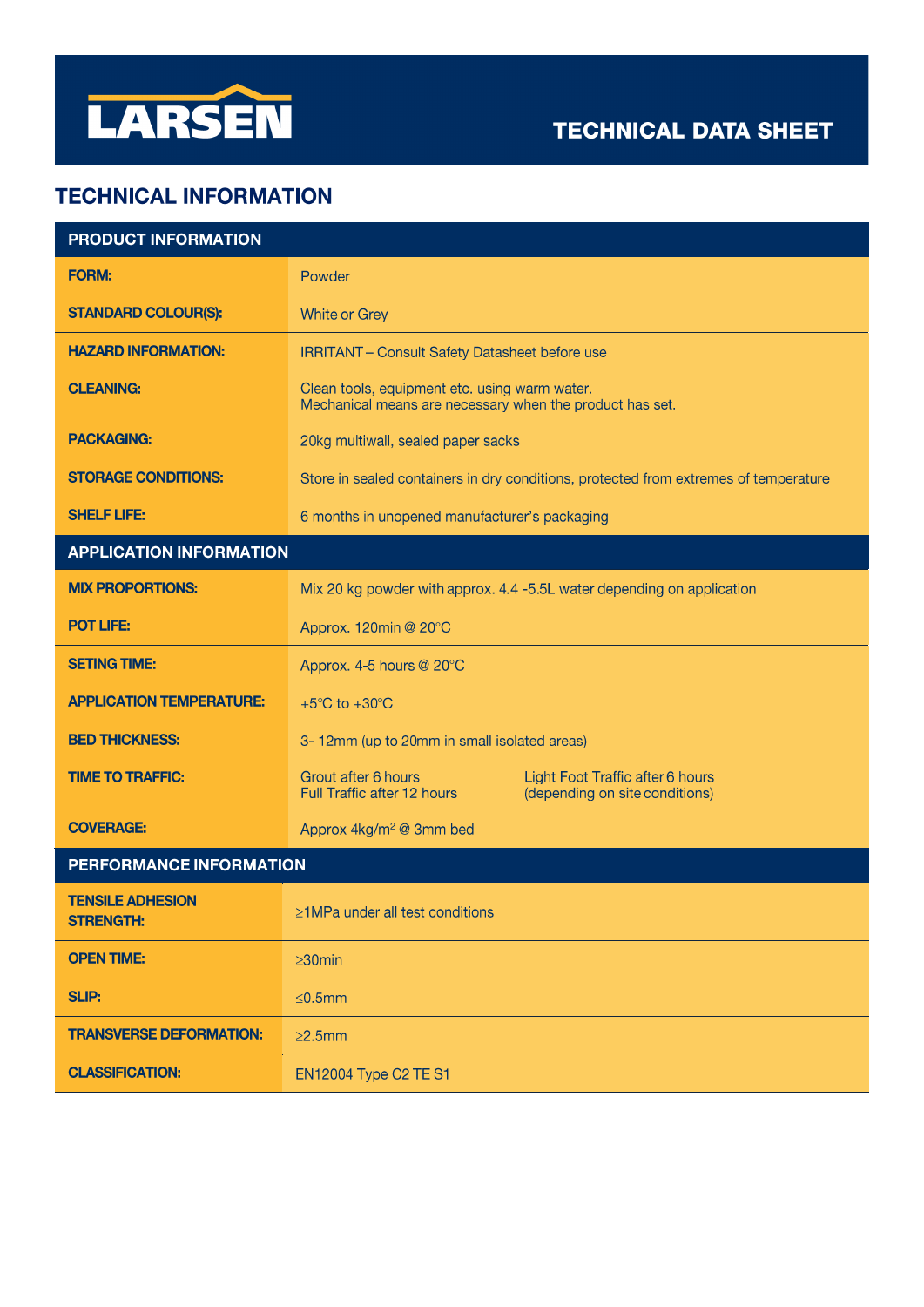# TECHNICAL DATA SHEET

## TECHNICAL INFORMATION

| PRODUCT INFORMATION | |
|---|---|
| **FORM:** | Powder |
| **STANDARD COLOUR(S):** | White or Grey |
| **HAZARD INFORMATION:** | IRRITANT – Consult Safety Datasheet before use |
| **CLEANING:** | Clean tools, equipment etc. using warm water.<br>Mechanical means are necessary when the product has set. |
| **PACKAGING:** | 20kg multiwall, sealed paper sacks |
| **STORAGE CONDITIONS:** | Store in sealed containers in dry conditions, protected from extremes of temperature |
| **SHELF LIFE:** | 6 months in unopened manufacturer's packaging |
| **APPLICATION INFORMATION** | |
| **MIX PROPORTIONS:** | Mix 20 kg powder with approx. 4.4 -5.5L water depending on application |
| **POT LIFE:** | Approx. 120min @ 20°C |
| **SETING TIME:** | Approx. 4-5 hours @ 20°C |
| **APPLICATION TEMPERATURE:** | +5°C to +30°C |
| **BED THICKNESS:** | 3- 12mm (up to 20mm in small isolated areas) |
| **TIME TO TRAFFIC:** | Grout after 6 hours<br>Full Traffic after 12 hours<br>Light Foot Traffic after 6 hours<br>(depending on site conditions) |
| **COVERAGE:** | Approx 4kg/m² @ 3mm bed |
| **PERFORMANCE INFORMATION** | |
| **TENSILE ADHESION STRENGTH:** | ≥1MPa under all test conditions |
| **OPEN TIME:** | ≥30min |
| **SLIP:** | ≤0.5mm |
| **TRANSVERSE DEFORMATION:** | ≥2.5mm |
| **CLASSIFICATION:** | EN12004 Type C2 TE S1 |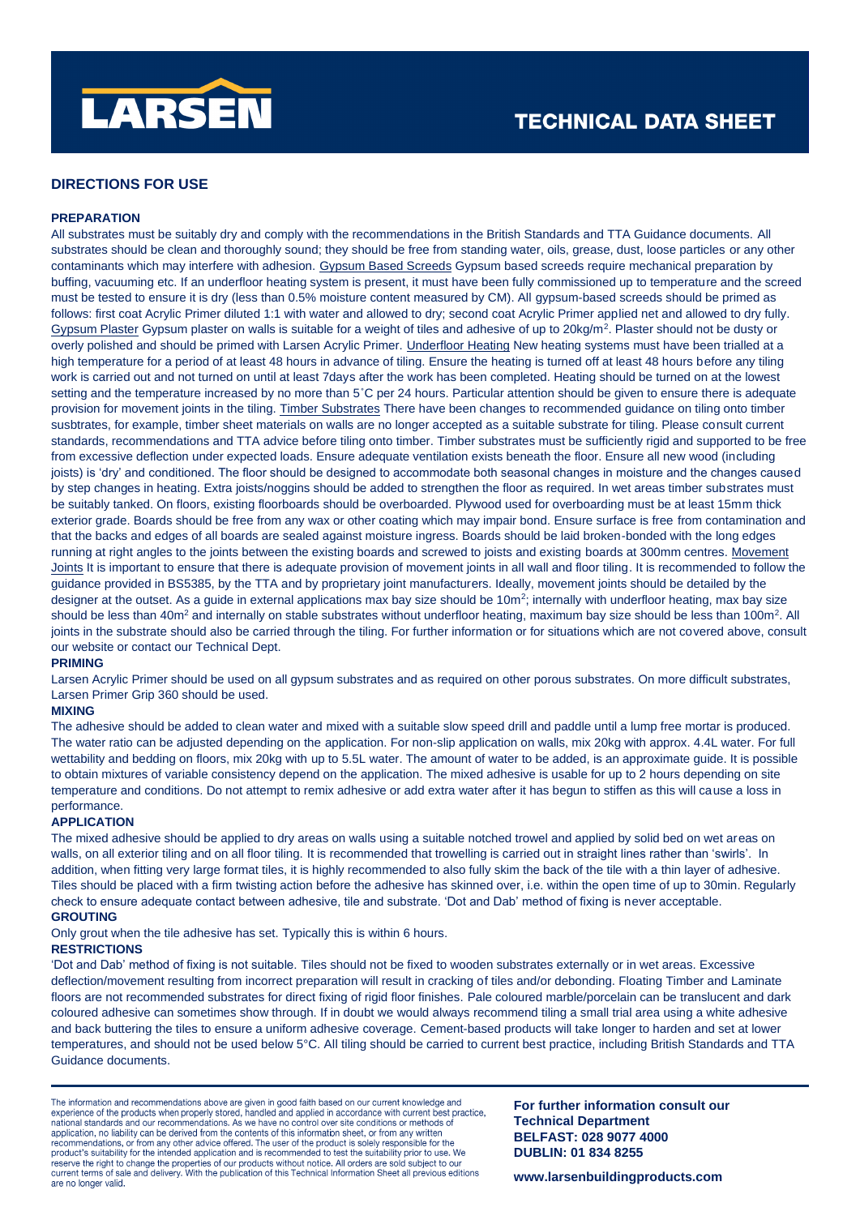**LARSEN**

**TECHNICAL DATA SHEET**

## DIRECTIONS FOR USE

### PREPARATION

All substrates must be suitably dry and comply with the recommendations in the British Standards and TTA Guidance documents. All substrates should be clean and thoroughly sound; they should be free from standing water, oils, grease, dust, loose particles or any other contaminants which may interfere with adhesion. Gypsum Based Screeds Gypsum based screeds require mechanical preparation by buffing, vacuuming etc. If an underfloor heating system is present, it must have been fully commissioned up to temperature and the screed must be tested to ensure it is dry (less than 0.5% moisture content measured by CM). All gypsum-based screeds should be primed as follows: first coat Acrylic Primer diluted 1:1 with water and allowed to dry; second coat Acrylic Primer applied net and allowed to dry fully. Gypsum Plaster Gypsum plaster on walls is suitable for a weight of tiles and adhesive of up to 20kg/m$^2$. Plaster should not be dusty or overly polished and should be primed with Larsen Acrylic Primer. Underfloor Heating New heating systems must have been trialled at a high temperature for a period of at least 48 hours in advance of tiling. Ensure the heating is turned off at least 48 hours before any tiling work is carried out and not turned on until at least 7days after the work has been completed. Heating should be turned on at the lowest setting and the temperature increased by no more than 5˚C per 24 hours. Particular attention should be given to ensure there is adequate provision for movement joints in the tiling. Timber Substrates There have been changes to recommended guidance on tiling onto timber susbtrates, for example, timber sheet materials on walls are no longer accepted as a suitable substrate for tiling. Please consult current standards, recommendations and TTA advice before tiling onto timber. Timber substrates must be sufficiently rigid and supported to be free from excessive deflection under expected loads. Ensure adequate ventilation exists beneath the floor. Ensure all new wood (including joists) is 'dry' and conditioned. The floor should be designed to accommodate both seasonal changes in moisture and the changes caused by step changes in heating. Extra joists/noggins should be added to strengthen the floor as required. In wet areas timber substrates must be suitably tanked. On floors, existing floorboards should be overboarded. Plywood used for overboarding must be at least 15mm thick exterior grade. Boards should be free from any wax or other coating which may impair bond. Ensure surface is free from contamination and that the backs and edges of all boards are sealed against moisture ingress. Boards should be laid broken-bonded with the long edges running at right angles to the joints between the existing boards and screwed to joists and existing boards at 300mm centres. Movement Joints It is important to ensure that there is adequate provision of movement joints in all wall and floor tiling. It is recommended to follow the guidance provided in BS5385, by the TTA and by proprietary joint manufacturers. Ideally, movement joints should be detailed by the designer at the outset. As a guide in external applications max bay size should be 10m$^2$; internally with underfloor heating, max bay size should be less than 40m$^2$ and internally on stable substrates without underfloor heating, maximum bay size should be less than 100m$^2$. All joints in the substrate should also be carried through the tiling. For further information or for situations which are not covered above, consult our website or contact our Technical Dept.

### PRIMING

Larsen Acrylic Primer should be used on all gypsum substrates and as required on other porous substrates. On more difficult substrates, Larsen Primer Grip 360 should be used.

### MIXING

The adhesive should be added to clean water and mixed with a suitable slow speed drill and paddle until a lump free mortar is produced. The water ratio can be adjusted depending on the application. For non-slip application on walls, mix 20kg with approx. 4.4L water. For full wettability and bedding on floors, mix 20kg with up to 5.5L water. The amount of water to be added, is an approximate guide. It is possible to obtain mixtures of variable consistency depend on the application. The mixed adhesive is usable for up to 2 hours depending on site temperature and conditions. Do not attempt to remix adhesive or add extra water after it has begun to stiffen as this will cause a loss in performance.

### APPLICATION

The mixed adhesive should be applied to dry areas on walls using a suitable notched trowel and applied by solid bed on wet areas on walls, on all exterior tiling and on all floor tiling. It is recommended that trowelling is carried out in straight lines rather than 'swirls'. In addition, when fitting very large format tiles, it is highly recommended to also fully skim the back of the tile with a thin layer of adhesive. Tiles should be placed with a firm twisting action before the adhesive has skinned over, i.e. within the open time of up to 30min. Regularly check to ensure adequate contact between adhesive, tile and substrate. 'Dot and Dab' method of fixing is never acceptable.

### GROUTING

Only grout when the tile adhesive has set. Typically this is within 6 hours.

### RESTRICTIONS

'Dot and Dab' method of fixing is not suitable. Tiles should not be fixed to wooden substrates externally or in wet areas. Excessive deflection/movement resulting from incorrect preparation will result in cracking of tiles and/or debonding. Floating Timber and Laminate floors are not recommended substrates for direct fixing of rigid floor finishes. Pale coloured marble/porcelain can be translucent and dark coloured adhesive can sometimes show through. If in doubt we would always recommend tiling a small trial area using a white adhesive and back buttering the tiles to ensure a uniform adhesive coverage. Cement-based products will take longer to harden and set at lower temperatures, and should not be used below 5°C. All tiling should be carried to current best practice, including British Standards and TTA Guidance documents.

---

The information and recommendations above are given in good faith based on our current knowledge and experience of the products when properly stored, handled and applied in accordance with current best practice, national standards and our recommendations. As we have no control over site conditions or methods of application, no liability can be derived from the contents of this information sheet, or from any written recommendations, or from any other advice offered. The user of the product is solely responsible for the product's suitability for the intended application and is recommended to test the suitability prior to use. We reserve the right to change the properties of our products without notice. All orders are sold subject to our current terms of sale and delivery. With the publication of this Technical Information Sheet all previous editions are no longer valid.

**For further information consult our Technical Department**
**BELFAST: 028 9077 4000**
**DUBLIN: 01 834 8255**

**www.larsenbuildingproducts.com**